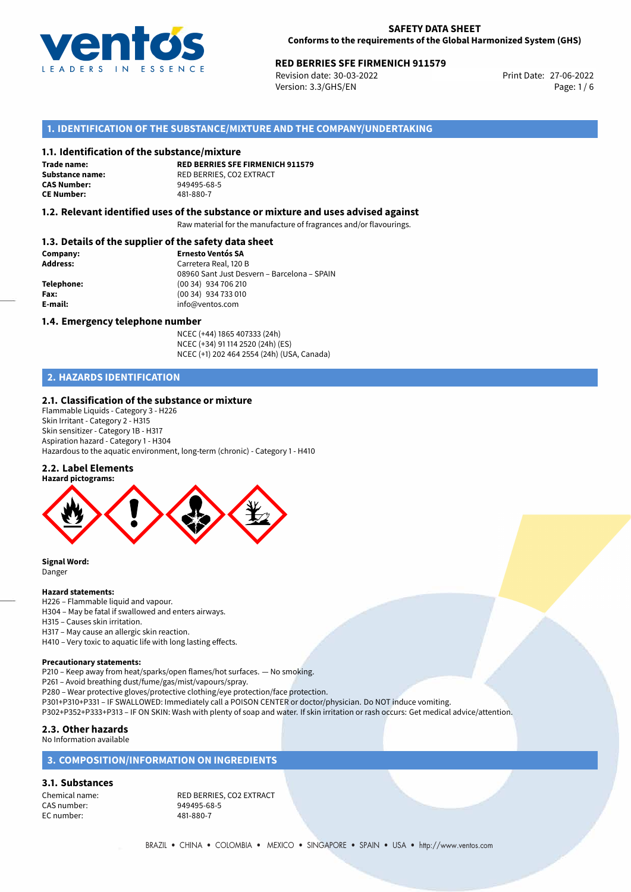**SAFETY DATA SHEET**
**Conforms to the requirements of the Global Harmonized System (GHS)**

**RED BERRIES SFE FIRMENICH 911579**
Revision date: 30-03-2022
Version: 3.3/GHS/EN
Print Date: 27-06-2022

## 1. IDENTIFICATION OF THE SUBSTANCE/MIXTURE AND THE COMPANY/UNDERTAKING

### 1.1. Identification of the substance/mixture

**Trade name:** **RED BERRIES SFE FIRMENICH 911579**
**Substance name:** RED BERRIES, CO2 EXTRACT
**CAS Number:** 949495-68-5
**CE Number:** 481-880-7

### 1.2. Relevant identified uses of the substance or mixture and uses advised against

Raw material for the manufacture of fragrances and/or flavourings.

### 1.3. Details of the supplier of the safety data sheet

**Company:** **Ernesto Ventós SA**
**Address:** Carretera Real, 120 B
08960 Sant Just Desvern – Barcelona – SPAIN
**Telephone:** (00 34) 934 706 210
**Fax:** (00 34) 934 733 010
**E-mail:** info@ventos.com

### 1.4. Emergency telephone number

NCEC (+44) 1865 407333 (24h)
NCEC (+34) 91 114 2520 (24h) (ES)
NCEC (+1) 202 464 2554 (24h) (USA, Canada)

## 2. HAZARDS IDENTIFICATION

### 2.1. Classification of the substance or mixture

Flammable Liquids - Category 3 - H226
Skin Irritant - Category 2 - H315
Skin sensitizer - Category 1B - H317
Aspiration hazard - Category 1 - H304
Hazardous to the aquatic environment, long-term (chronic) - Category 1 - H410

### 2.2. Label Elements

**Hazard pictograms:**

**Signal Word:**
Danger

**Hazard statements:**
H226 – Flammable liquid and vapour.
H304 – May be fatal if swallowed and enters airways.
H315 – Causes skin irritation.
H317 – May cause an allergic skin reaction.
H410 – Very toxic to aquatic life with long lasting effects.

**Precautionary statements:**
P210 – Keep away from heat/sparks/open flames/hot surfaces. — No smoking.
P261 – Avoid breathing dust/fume/gas/mist/vapours/spray.
P280 – Wear protective gloves/protective clothing/eye protection/face protection.
P301+P310+P331 – IF SWALLOWED: Immediately call a POISON CENTER or doctor/physician. Do NOT induce vomiting.
P302+P352+P333+P313 – IF ON SKIN: Wash with plenty of soap and water. If skin irritation or rash occurs: Get medical advice/attention.

### 2.3. Other hazards

No Information available

## 3. COMPOSITION/INFORMATION ON INGREDIENTS

### 3.1. Substances

Chemical name: RED BERRIES, CO2 EXTRACT
CAS number: 949495-68-5
EC number: 481-880-7

BRAZIL • CHINA • COLOMBIA • MEXICO • SINGAPORE • SPAIN • USA • http://www.ventos.com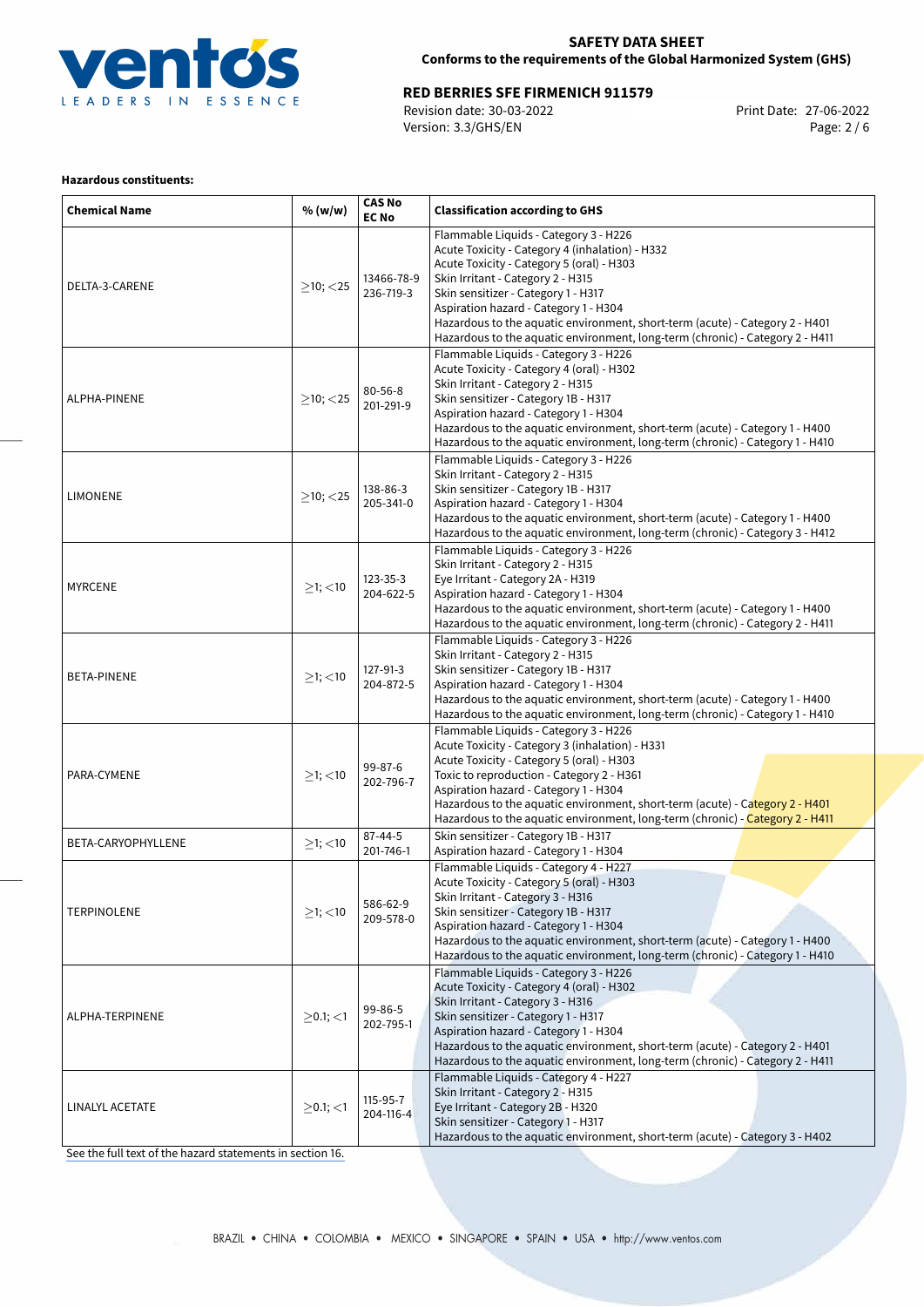**Hazardous constituents:**

| Chemical Name | % (w/w) | CAS No EC No | Classification according to GHS |
|---|---|---|---|
| DELTA-3-CARENE | ≥10; <25 | 13466-78-9 236-719-3 | Flammable Liquids - Category 3 - H226<br>Acute Toxicity - Category 4 (inhalation) - H332<br>Acute Toxicity - Category 5 (oral) - H303<br>Skin Irritant - Category 2 - H315<br>Skin sensitizer - Category 1 - H317<br>Aspiration hazard - Category 1 - H304<br>Hazardous to the aquatic environment, short-term (acute) - Category 2 - H401<br>Hazardous to the aquatic environment, long-term (chronic) - Category 2 - H411 |
| ALPHA-PINENE | ≥10; <25 | 80-56-8 201-291-9 | Flammable Liquids - Category 3 - H226<br>Acute Toxicity - Category 4 (oral) - H302<br>Skin Irritant - Category 2 - H315<br>Skin sensitizer - Category 1B - H317<br>Aspiration hazard - Category 1 - H304<br>Hazardous to the aquatic environment, short-term (acute) - Category 1 - H400<br>Hazardous to the aquatic environment, long-term (chronic) - Category 1 - H410 |
| LIMONENE | ≥10; <25 | 138-86-3 205-341-0 | Flammable Liquids - Category 3 - H226<br>Skin Irritant - Category 2 - H315<br>Skin sensitizer - Category 1B - H317<br>Aspiration hazard - Category 1 - H304<br>Hazardous to the aquatic environment, short-term (acute) - Category 1 - H400<br>Hazardous to the aquatic environment, long-term (chronic) - Category 3 - H412 |
| MYRCENE | ≥1; <10 | 123-35-3 204-622-5 | Flammable Liquids - Category 3 - H226<br>Skin Irritant - Category 2 - H315<br>Eye Irritant - Category 2A - H319<br>Aspiration hazard - Category 1 - H304<br>Hazardous to the aquatic environment, short-term (acute) - Category 1 - H400<br>Hazardous to the aquatic environment, long-term (chronic) - Category 2 - H411 |
| BETA-PINENE | ≥1; <10 | 127-91-3 204-872-5 | Flammable Liquids - Category 3 - H226<br>Skin Irritant - Category 2 - H315<br>Skin sensitizer - Category 1B - H317<br>Aspiration hazard - Category 1 - H304<br>Hazardous to the aquatic environment, short-term (acute) - Category 1 - H400<br>Hazardous to the aquatic environment, long-term (chronic) - Category 1 - H410 |
| PARA-CYMENE | ≥1; <10 | 99-87-6 202-796-7 | Flammable Liquids - Category 3 - H226<br>Acute Toxicity - Category 3 (inhalation) - H331<br>Acute Toxicity - Category 5 (oral) - H303<br>Toxic to reproduction - Category 2 - H361<br>Aspiration hazard - Category 1 - H304<br>Hazardous to the aquatic environment, short-term (acute) - Category 2 - H401<br>Hazardous to the aquatic environment, long-term (chronic) - Category 2 - H411 |
| BETA-CARYOPHYLLENE | ≥1; <10 | 87-44-5 201-746-1 | Skin sensitizer - Category 1B - H317<br>Aspiration hazard - Category 1 - H304 |
| TERPINOLENE | ≥1; <10 | 586-62-9 209-578-0 | Flammable Liquids - Category 4 - H227<br>Acute Toxicity - Category 5 (oral) - H303<br>Skin Irritant - Category 3 - H316<br>Skin sensitizer - Category 1B - H317<br>Aspiration hazard - Category 1 - H304<br>Hazardous to the aquatic environment, short-term (acute) - Category 1 - H400<br>Hazardous to the aquatic environment, long-term (chronic) - Category 1 - H410 |
| ALPHA-TERPINENE | ≥0.1; <1 | 99-86-5 202-795-1 | Flammable Liquids - Category 3 - H226<br>Acute Toxicity - Category 4 (oral) - H302<br>Skin Irritant - Category 3 - H316<br>Skin sensitizer - Category 1 - H317<br>Aspiration hazard - Category 1 - H304<br>Hazardous to the aquatic environment, short-term (acute) - Category 2 - H401<br>Hazardous to the aquatic environment, long-term (chronic) - Category 2 - H411 |
| LINALYL ACETATE | ≥0.1; <1 | 115-95-7 204-116-4 | Flammable Liquids - Category 4 - H227<br>Skin Irritant - Category 2 - H315<br>Eye Irritant - Category 2B - H320<br>Skin sensitizer - Category 1 - H317<br>Hazardous to the aquatic environment, short-term (acute) - Category 3 - H402 |

See the full text of the hazard statements in section 16.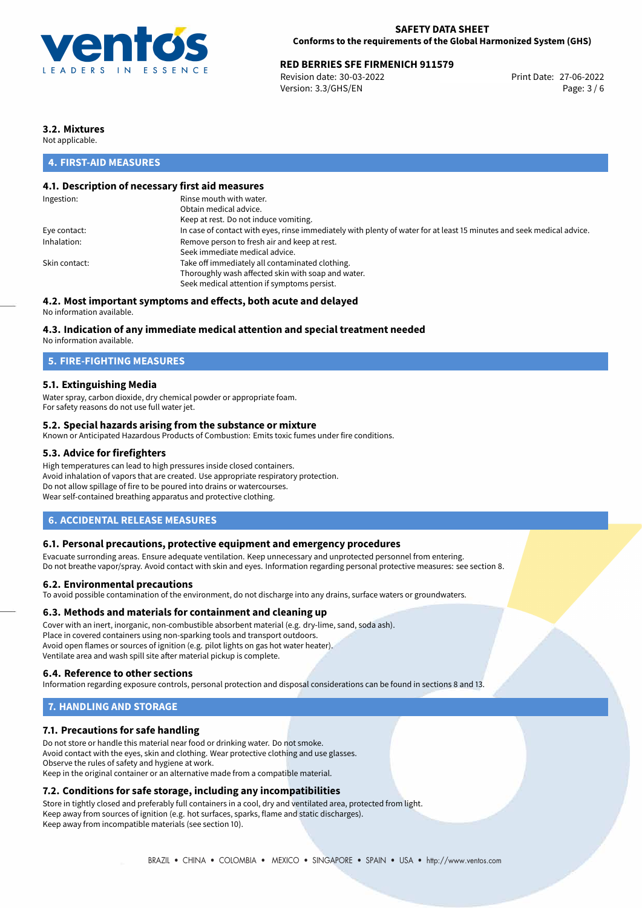### 3.2. Mixtures

Not applicable.

## 4. FIRST-AID MEASURES

### 4.1. Description of necessary first aid measures

| | |
|---|---|
| Ingestion: | Rinse mouth with water.<br>Obtain medical advice.<br>Keep at rest. Do not induce vomiting. |
| Eye contact: | In case of contact with eyes, rinse immediately with plenty of water for at least 15 minutes and seek medical advice. |
| Inhalation: | Remove person to fresh air and keep at rest.<br>Seek immediate medical advice. |
| Skin contact: | Take off immediately all contaminated clothing.<br>Thoroughly wash affected skin with soap and water.<br>Seek medical attention if symptoms persist. |

### 4.2. Most important symptoms and effects, both acute and delayed

No information available.

### 4.3. Indication of any immediate medical attention and special treatment needed

No information available.

## 5. FIRE-FIGHTING MEASURES

### 5.1. Extinguishing Media

Water spray, carbon dioxide, dry chemical powder or appropriate foam.
For safety reasons do not use full water jet.

### 5.2. Special hazards arising from the substance or mixture

Known or Anticipated Hazardous Products of Combustion: Emits toxic fumes under fire conditions.

### 5.3. Advice for firefighters

High temperatures can lead to high pressures inside closed containers.
Avoid inhalation of vapors that are created. Use appropriate respiratory protection.
Do not allow spillage of fire to be poured into drains or watercourses.
Wear self-contained breathing apparatus and protective clothing.

## 6. ACCIDENTAL RELEASE MEASURES

### 6.1. Personal precautions, protective equipment and emergency procedures

Evacuate surronding areas. Ensure adequate ventilation. Keep unnecessary and unprotected personnel from entering.
Do not breathe vapor/spray. Avoid contact with skin and eyes. Information regarding personal protective measures: see section 8.

### 6.2. Environmental precautions

To avoid possible contamination of the environment, do not discharge into any drains, surface waters or groundwaters.

### 6.3. Methods and materials for containment and cleaning up

Cover with an inert, inorganic, non-combustible absorbent material (e.g. dry-lime, sand, soda ash).
Place in covered containers using non-sparking tools and transport outdoors.
Avoid open flames or sources of ignition (e.g. pilot lights on gas hot water heater).
Ventilate area and wash spill site after material pickup is complete.

### 6.4. Reference to other sections

Information regarding exposure controls, personal protection and disposal considerations can be found in sections 8 and 13.

## 7. HANDLING AND STORAGE

### 7.1. Precautions for safe handling

Do not store or handle this material near food or drinking water. Do not smoke.
Avoid contact with the eyes, skin and clothing. Wear protective clothing and use glasses.
Observe the rules of safety and hygiene at work.
Keep in the original container or an alternative made from a compatible material.

### 7.2. Conditions for safe storage, including any incompatibilities

Store in tightly closed and preferably full containers in a cool, dry and ventilated area, protected from light.
Keep away from sources of ignition (e.g. hot surfaces, sparks, flame and static discharges).
Keep away from incompatible materials (see section 10).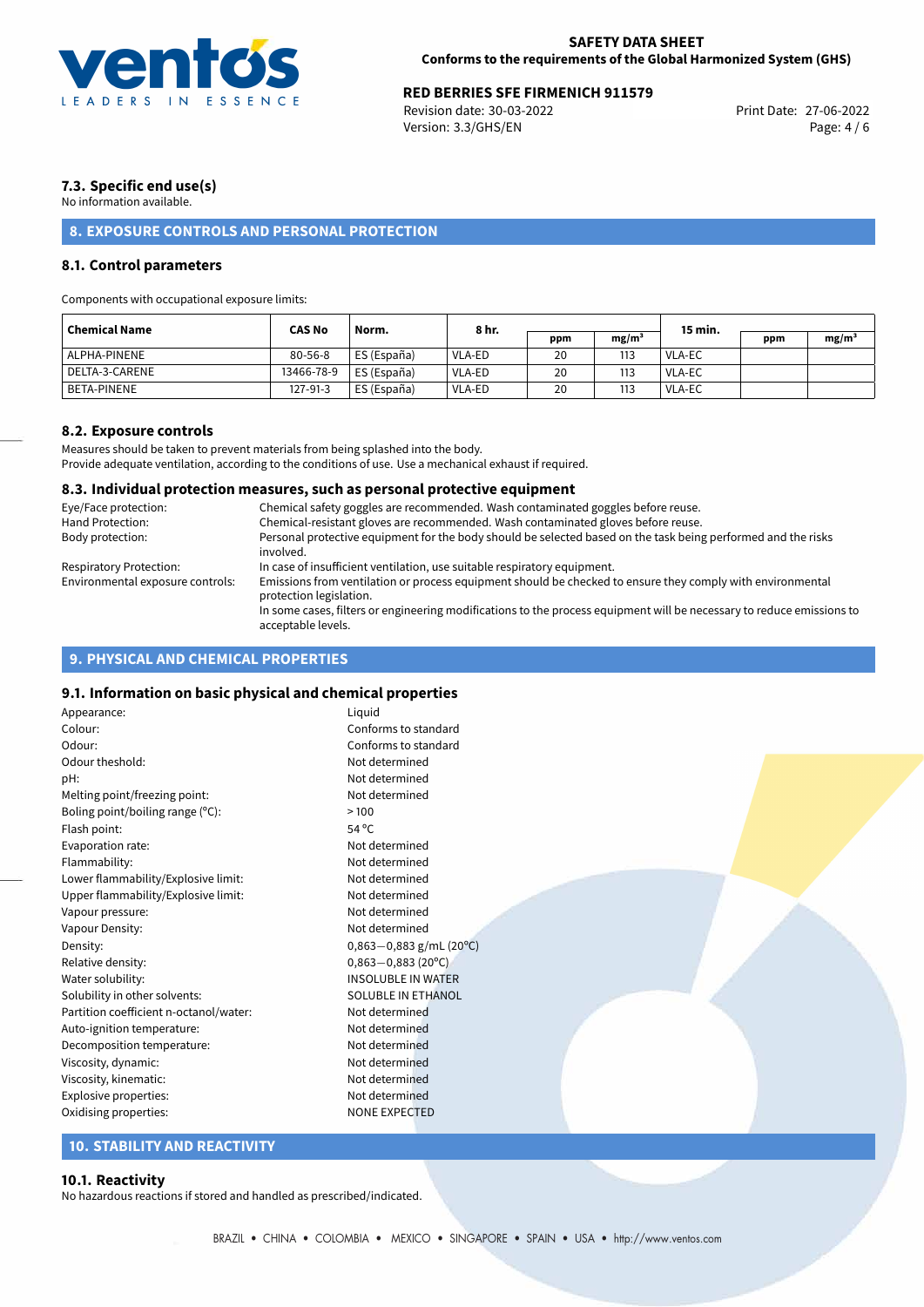### 7.3. Specific end use(s)

No information available.

## 8. EXPOSURE CONTROLS AND PERSONAL PROTECTION

### 8.1. Control parameters

Components with occupational exposure limits:

| Chemical Name | CAS No | Norm. | 8 hr. | | | 15 min. | | |
|---|---|---|---|---|---|---|---|---|
| | | | | ppm | mg/m³ | | ppm | mg/m³ |
| ALPHA-PINENE | 80-56-8 | ES (España) | VLA-ED | 20 | 113 | VLA-EC | | |
| DELTA-3-CARENE | 13466-78-9 | ES (España) | VLA-ED | 20 | 113 | VLA-EC | | |
| BETA-PINENE | 127-91-3 | ES (España) | VLA-ED | 20 | 113 | VLA-EC | | |

### 8.2. Exposure controls

Measures should be taken to prevent materials from being splashed into the body.
Provide adequate ventilation, according to the conditions of use. Use a mechanical exhaust if required.

### 8.3. Individual protection measures, such as personal protective equipment

| | |
|---|---|
| Eye/Face protection: | Chemical safety goggles are recommended. Wash contaminated goggles before reuse. |
| Hand Protection: | Chemical-resistant gloves are recommended. Wash contaminated gloves before reuse. |
| Body protection: | Personal protective equipment for the body should be selected based on the task being performed and the risks involved. |
| Respiratory Protection: | In case of insufficient ventilation, use suitable respiratory equipment. |
| Environmental exposure controls: | Emissions from ventilation or process equipment should be checked to ensure they comply with environmental protection legislation. In some cases, filters or engineering modifications to the process equipment will be necessary to reduce emissions to acceptable levels. |

## 9. PHYSICAL AND CHEMICAL PROPERTIES

### 9.1. Information on basic physical and chemical properties

| | |
|---|---|
| Appearance: | Liquid |
| Colour: | Conforms to standard |
| Odour: | Conforms to standard |
| Odour theshold: | Not determined |
| pH: | Not determined |
| Melting point/freezing point: | Not determined |
| Boling point/boiling range (°C): | >100 |
| Flash point: | 54 °C |
| Evaporation rate: | Not determined |
| Flammability: | Not determined |
| Lower flammability/Explosive limit: | Not determined |
| Upper flammability/Explosive limit: | Not determined |
| Vapour pressure: | Not determined |
| Vapour Density: | Not determined |
| Density: | 0,863−0,883 g/mL (20°C) |
| Relative density: | 0,863−0,883 (20°C) |
| Water solubility: | INSOLUBLE IN WATER |
| Solubility in other solvents: | SOLUBLE IN ETHANOL |
| Partition coefficient n-octanol/water: | Not determined |
| Auto-ignition temperature: | Not determined |
| Decomposition temperature: | Not determined |
| Viscosity, dynamic: | Not determined |
| Viscosity, kinematic: | Not determined |
| Explosive properties: | Not determined |
| Oxidising properties: | NONE EXPECTED |

## 10. STABILITY AND REACTIVITY

### 10.1. Reactivity

No hazardous reactions if stored and handled as prescribed/indicated.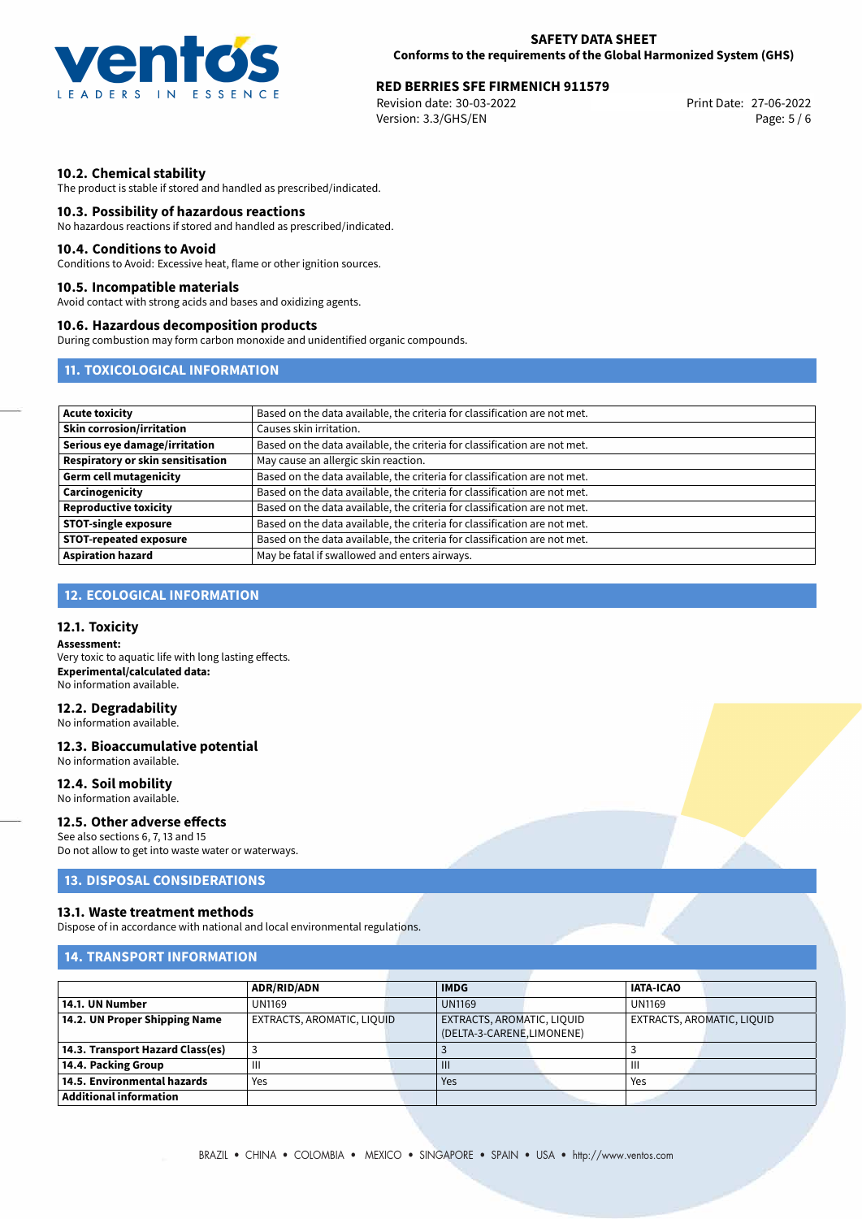### 10.2. Chemical stability

The product is stable if stored and handled as prescribed/indicated.

### 10.3. Possibility of hazardous reactions

No hazardous reactions if stored and handled as prescribed/indicated.

### 10.4. Conditions to Avoid

Conditions to Avoid: Excessive heat, flame or other ignition sources.

### 10.5. Incompatible materials

Avoid contact with strong acids and bases and oxidizing agents.

### 10.6. Hazardous decomposition products

During combustion may form carbon monoxide and unidentified organic compounds.

## 11. TOXICOLOGICAL INFORMATION

| | |
|---|---|
| **Acute toxicity** | Based on the data available, the criteria for classification are not met. |
| **Skin corrosion/irritation** | Causes skin irritation. |
| **Serious eye damage/irritation** | Based on the data available, the criteria for classification are not met. |
| **Respiratory or skin sensitisation** | May cause an allergic skin reaction. |
| **Germ cell mutagenicity** | Based on the data available, the criteria for classification are not met. |
| **Carcinogenicity** | Based on the data available, the criteria for classification are not met. |
| **Reproductive toxicity** | Based on the data available, the criteria for classification are not met. |
| **STOT-single exposure** | Based on the data available, the criteria for classification are not met. |
| **STOT-repeated exposure** | Based on the data available, the criteria for classification are not met. |
| **Aspiration hazard** | May be fatal if swallowed and enters airways. |

## 12. ECOLOGICAL INFORMATION

### 12.1. Toxicity

**Assessment:**
Very toxic to aquatic life with long lasting effects.
**Experimental/calculated data:**
No information available.

### 12.2. Degradability

No information available.

### 12.3. Bioaccumulative potential

No information available.

### 12.4. Soil mobility

No information available.

### 12.5. Other adverse effects

See also sections 6, 7, 13 and 15
Do not allow to get into waste water or waterways.

## 13. DISPOSAL CONSIDERATIONS

### 13.1. Waste treatment methods

Dispose of in accordance with national and local environmental regulations.

## 14. TRANSPORT INFORMATION

| | ADR/RID/ADN | IMDG | IATA-ICAO |
|---|---|---|---|
| **14.1. UN Number** | UN1169 | UN1169 | UN1169 |
| **14.2. UN Proper Shipping Name** | EXTRACTS, AROMATIC, LIQUID | EXTRACTS, AROMATIC, LIQUID (DELTA-3-CARENE,LIMONENE) | EXTRACTS, AROMATIC, LIQUID |
| **14.3. Transport Hazard Class(es)** | 3 | 3 | 3 |
| **14.4. Packing Group** | III | III | III |
| **14.5. Environmental hazards** | Yes | Yes | Yes |
| **Additional information** | | | |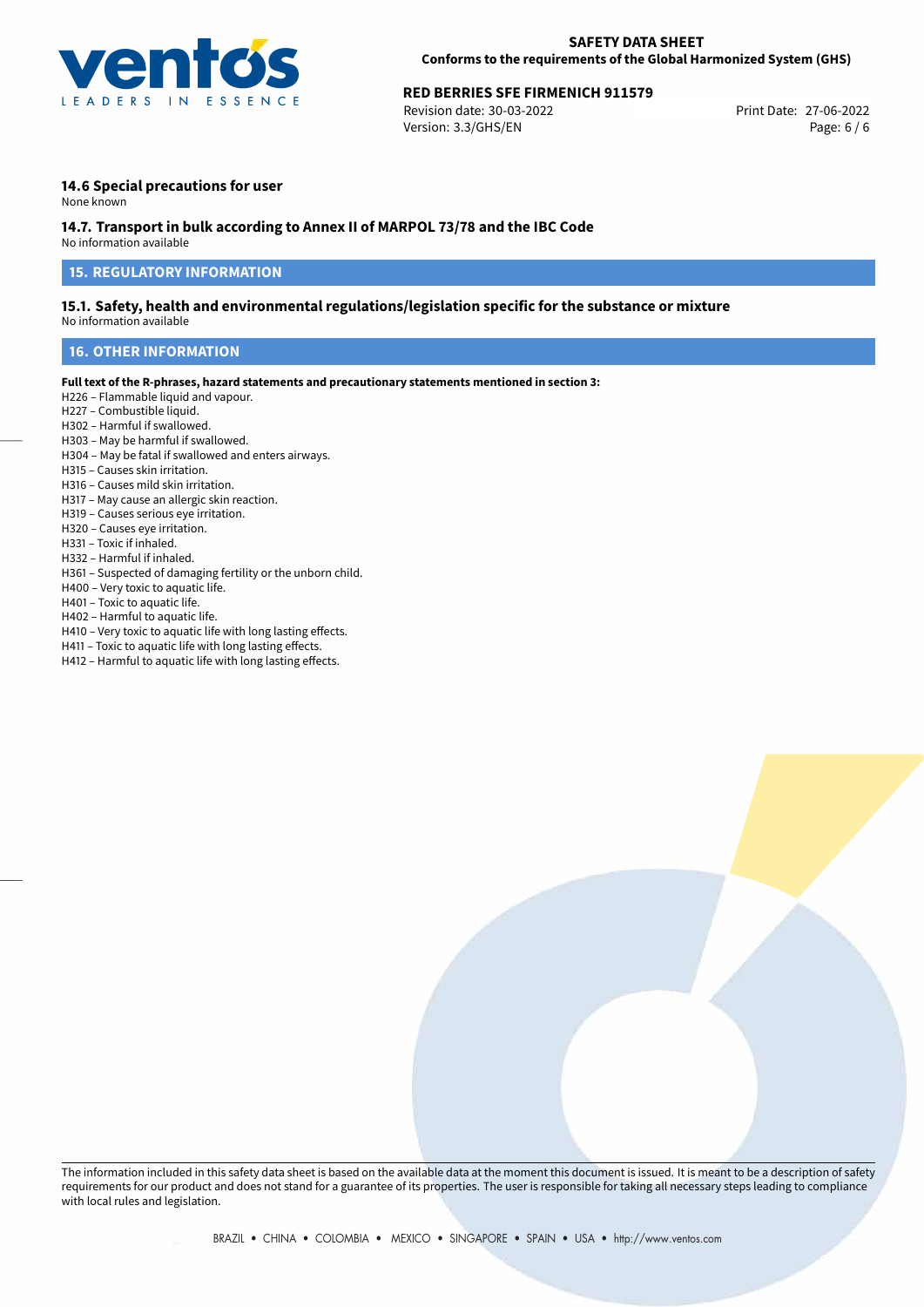### 14.6 Special precautions for user

None known

### 14.7. Transport in bulk according to Annex II of MARPOL 73/78 and the IBC Code

No information available

## 15. REGULATORY INFORMATION

### 15.1. Safety, health and environmental regulations/legislation specific for the substance or mixture

No information available

## 16. OTHER INFORMATION

**Full text of the R-phrases, hazard statements and precautionary statements mentioned in section 3:**

H226 – Flammable liquid and vapour.
H227 – Combustible liquid.
H302 – Harmful if swallowed.
H303 – May be harmful if swallowed.
H304 – May be fatal if swallowed and enters airways.
H315 – Causes skin irritation.
H316 – Causes mild skin irritation.
H317 – May cause an allergic skin reaction.
H319 – Causes serious eye irritation.
H320 – Causes eye irritation.
H331 – Toxic if inhaled.
H332 – Harmful if inhaled.
H361 – Suspected of damaging fertility or the unborn child.
H400 – Very toxic to aquatic life.
H401 – Toxic to aquatic life.
H402 – Harmful to aquatic life.
H410 – Very toxic to aquatic life with long lasting effects.
H411 – Toxic to aquatic life with long lasting effects.
H412 – Harmful to aquatic life with long lasting effects.

The information included in this safety data sheet is based on the available data at the moment this document is issued. It is meant to be a description of safety requirements for our product and does not stand for a guarantee of its properties. The user is responsible for taking all necessary steps leading to compliance with local rules and legislation.